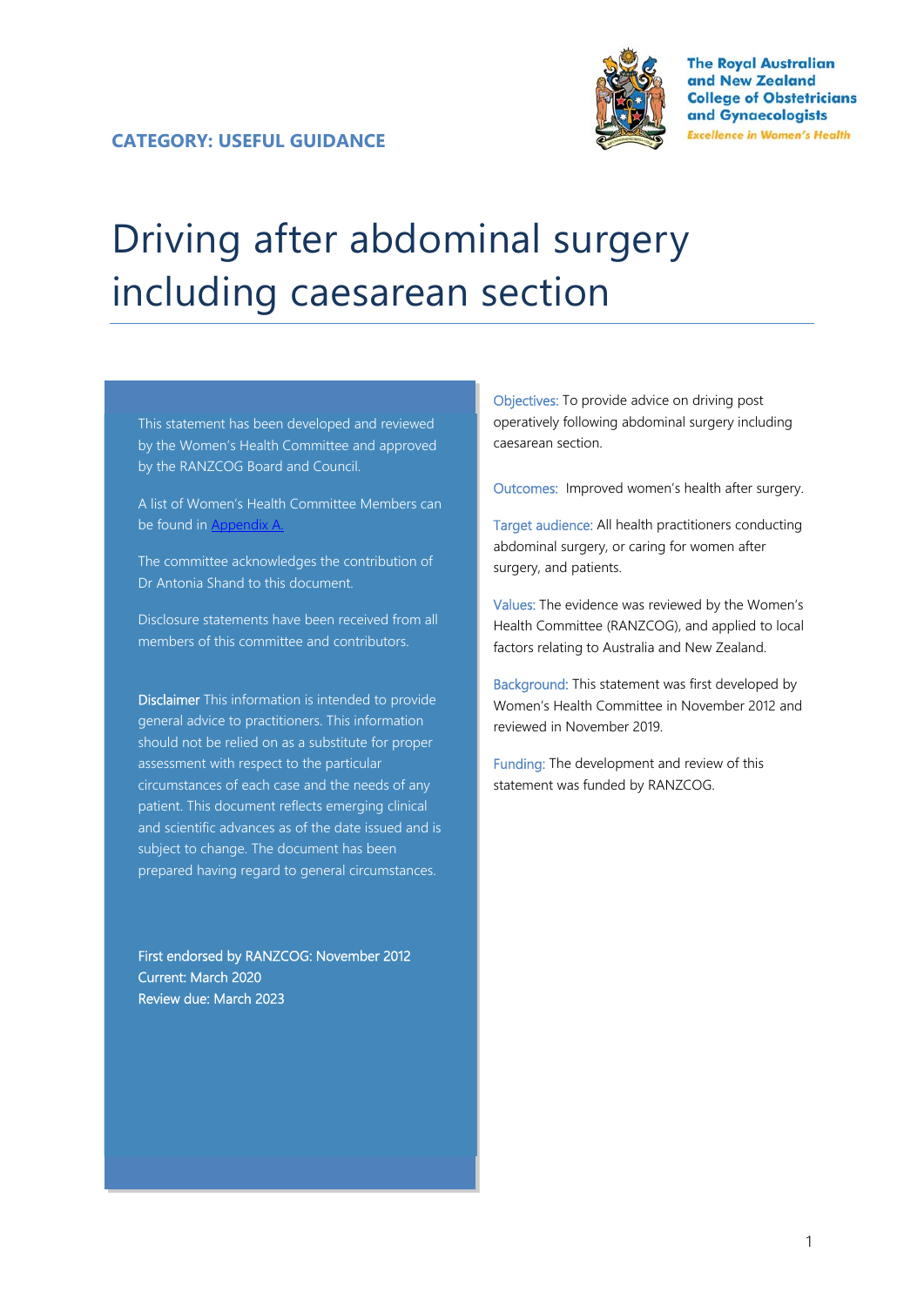The Royal Australian and New Zealand College of Obstetricians and Gynaecologists

*Excellence in Women's Health*

**CATEGORY: USEFUL GUIDANCE**

# Driving after abdominal surgery including caesarean section

This statement has been developed and reviewed by the Women's Health Committee and approved by the RANZCOG Board and Council.

A list of Women's Health Committee Members can be found in [Appendix A.](#)

The committee acknowledges the contribution of Dr Antonia Shand to this document.

Disclosure statements have been received from all members of this committee and contributors.

**Disclaimer** This information is intended to provide general advice to practitioners. This information should not be relied on as a substitute for proper assessment with respect to the particular circumstances of each case and the needs of any patient. This document reflects emerging clinical and scientific advances as of the date issued and is subject to change. The document has been prepared having regard to general circumstances.

First endorsed by RANZCOG: November 2012
Current: March 2020
Review due: March 2023

Objectives: To provide advice on driving post operatively following abdominal surgery including caesarean section.

Outcomes: Improved women's health after surgery.

Target audience: All health practitioners conducting abdominal surgery, or caring for women after surgery, and patients.

Values: The evidence was reviewed by the Women's Health Committee (RANZCOG), and applied to local factors relating to Australia and New Zealand.

Background: This statement was first developed by Women's Health Committee in November 2012 and reviewed in November 2019.

Funding: The development and review of this statement was funded by RANZCOG.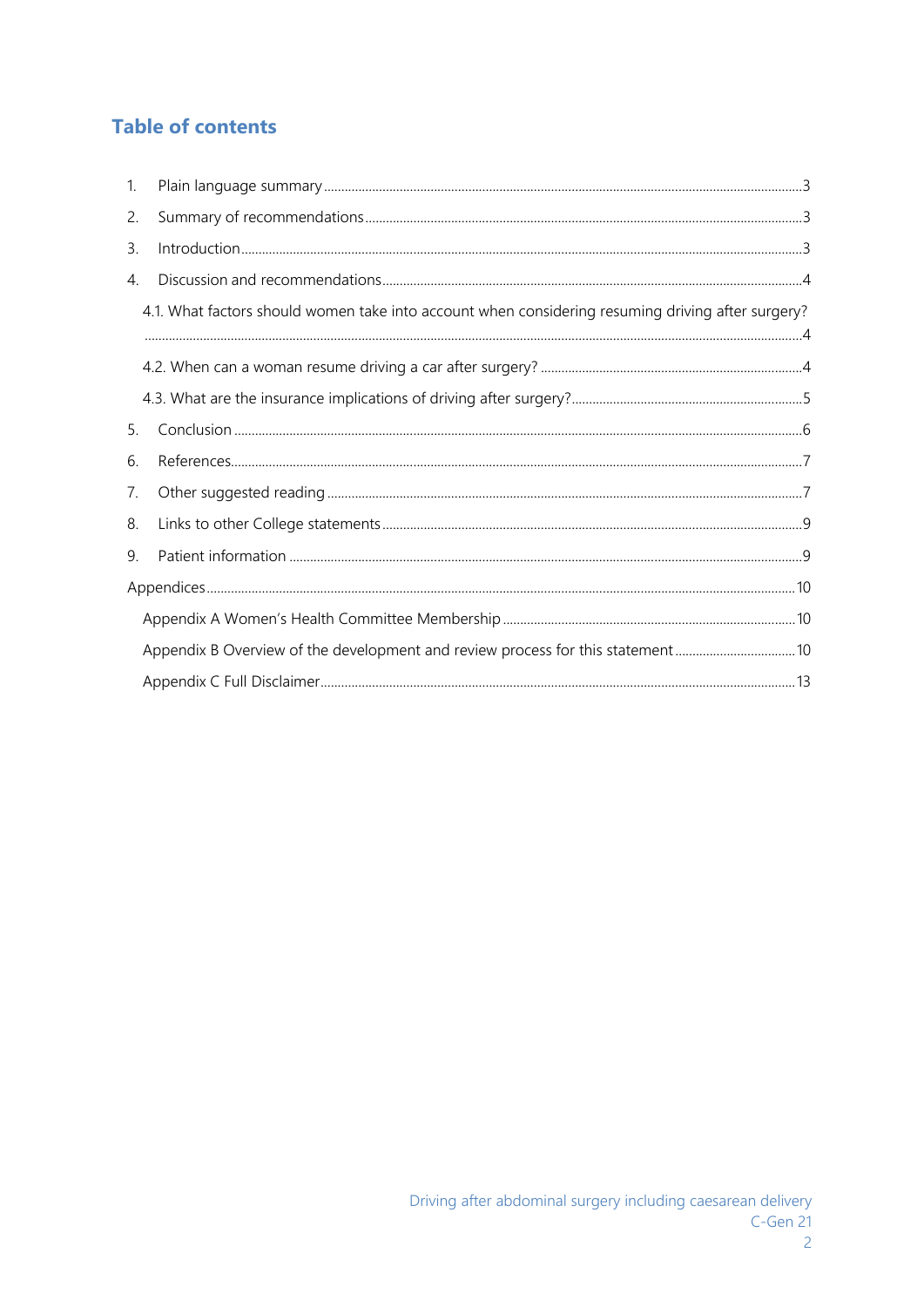## Table of contents

1. Plain language summary ... 3
2. Summary of recommendations ... 3
3. Introduction ... 3
4. Discussion and recommendations ... 4
   - 4.1. What factors should women take into account when considering resuming driving after surgery? ... 4
   - 4.2. When can a woman resume driving a car after surgery? ... 4
   - 4.3. What are the insurance implications of driving after surgery? ... 5
5. Conclusion ... 6
6. References ... 7
7. Other suggested reading ... 7
8. Links to other College statements ... 9
9. Patient information ... 9

Appendices ... 10

- Appendix A Women's Health Committee Membership ... 10
- Appendix B Overview of the development and review process for this statement ... 10
- Appendix C Full Disclaimer ... 13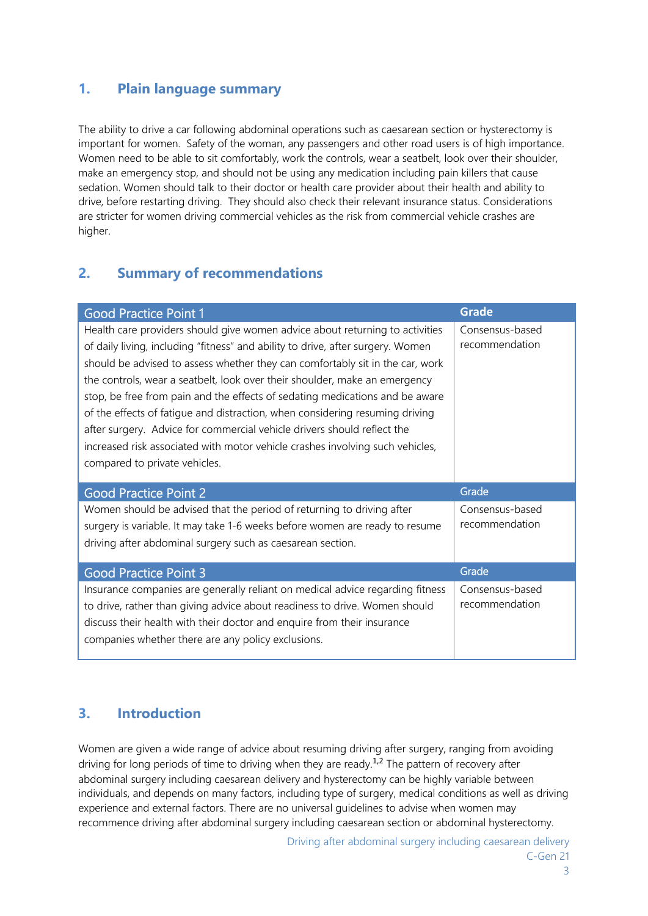## 1. Plain language summary

The ability to drive a car following abdominal operations such as caesarean section or hysterectomy is important for women. Safety of the woman, any passengers and other road users is of high importance. Women need to be able to sit comfortably, work the controls, wear a seatbelt, look over their shoulder, make an emergency stop, and should not be using any medication including pain killers that cause sedation. Women should talk to their doctor or health care provider about their health and ability to drive, before restarting driving. They should also check their relevant insurance status. Considerations are stricter for women driving commercial vehicles as the risk from commercial vehicle crashes are higher.

## 2. Summary of recommendations

| Good Practice Point 1 | Grade |
|---|---|
| Health care providers should give women advice about returning to activities of daily living, including “fitness” and ability to drive, after surgery. Women should be advised to assess whether they can comfortably sit in the car, work the controls, wear a seatbelt, look over their shoulder, make an emergency stop, be free from pain and the effects of sedating medications and be aware of the effects of fatigue and distraction, when considering resuming driving after surgery. Advice for commercial vehicle drivers should reflect the increased risk associated with motor vehicle crashes involving such vehicles, compared to private vehicles. | Consensus-based recommendation |
| **Good Practice Point 2** | **Grade** |
| Women should be advised that the period of returning to driving after surgery is variable. It may take 1-6 weeks before women are ready to resume driving after abdominal surgery such as caesarean section. | Consensus-based recommendation |
| **Good Practice Point 3** | **Grade** |
| Insurance companies are generally reliant on medical advice regarding fitness to drive, rather than giving advice about readiness to drive. Women should discuss their health with their doctor and enquire from their insurance companies whether there are any policy exclusions. | Consensus-based recommendation |

## 3. Introduction

Women are given a wide range of advice about resuming driving after surgery, ranging from avoiding driving for long periods of time to driving when they are ready.[1,2] The pattern of recovery after abdominal surgery including caesarean delivery and hysterectomy can be highly variable between individuals, and depends on many factors, including type of surgery, medical conditions as well as driving experience and external factors. There are no universal guidelines to advise when women may recommence driving after abdominal surgery including caesarean section or abdominal hysterectomy.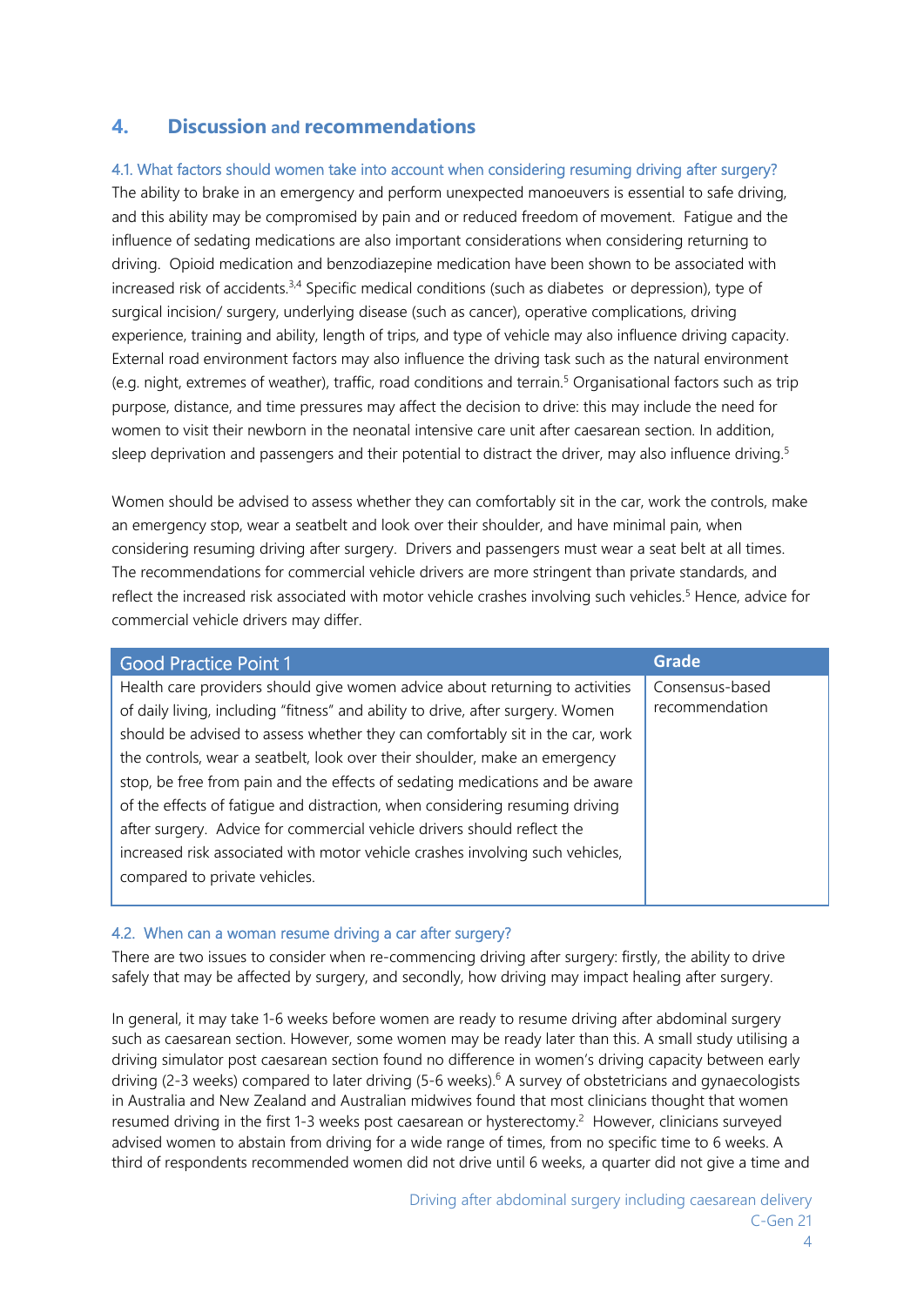## 4. Discussion and recommendations

### 4.1. What factors should women take into account when considering resuming driving after surgery?

The ability to brake in an emergency and perform unexpected manoeuvers is essential to safe driving, and this ability may be compromised by pain and or reduced freedom of movement. Fatigue and the influence of sedating medications are also important considerations when considering returning to driving. Opioid medication and benzodiazepine medication have been shown to be associated with increased risk of accidents.[3,4] Specific medical conditions (such as diabetes or depression), type of surgical incision/ surgery, underlying disease (such as cancer), operative complications, driving experience, training and ability, length of trips, and type of vehicle may also influence driving capacity. External road environment factors may also influence the driving task such as the natural environment (e.g. night, extremes of weather), traffic, road conditions and terrain.[5] Organisational factors such as trip purpose, distance, and time pressures may affect the decision to drive: this may include the need for women to visit their newborn in the neonatal intensive care unit after caesarean section. In addition, sleep deprivation and passengers and their potential to distract the driver, may also influence driving.[5]

Women should be advised to assess whether they can comfortably sit in the car, work the controls, make an emergency stop, wear a seatbelt and look over their shoulder, and have minimal pain, when considering resuming driving after surgery. Drivers and passengers must wear a seat belt at all times. The recommendations for commercial vehicle drivers are more stringent than private standards, and reflect the increased risk associated with motor vehicle crashes involving such vehicles.[5] Hence, advice for commercial vehicle drivers may differ.

| Good Practice Point 1 | Grade |
|---|---|
| Health care providers should give women advice about returning to activities of daily living, including "fitness" and ability to drive, after surgery. Women should be advised to assess whether they can comfortably sit in the car, work the controls, wear a seatbelt, look over their shoulder, make an emergency stop, be free from pain and the effects of sedating medications and be aware of the effects of fatigue and distraction, when considering resuming driving after surgery. Advice for commercial vehicle drivers should reflect the increased risk associated with motor vehicle crashes involving such vehicles, compared to private vehicles. | Consensus-based recommendation |

### 4.2. When can a woman resume driving a car after surgery?

There are two issues to consider when re-commencing driving after surgery: firstly, the ability to drive safely that may be affected by surgery, and secondly, how driving may impact healing after surgery.

In general, it may take 1-6 weeks before women are ready to resume driving after abdominal surgery such as caesarean section. However, some women may be ready later than this. A small study utilising a driving simulator post caesarean section found no difference in women's driving capacity between early driving (2-3 weeks) compared to later driving (5-6 weeks).[6] A survey of obstetricians and gynaecologists in Australia and New Zealand and Australian midwives found that most clinicians thought that women resumed driving in the first 1-3 weeks post caesarean or hysterectomy.[2] However, clinicians surveyed advised women to abstain from driving for a wide range of times, from no specific time to 6 weeks. A third of respondents recommended women did not drive until 6 weeks, a quarter did not give a time and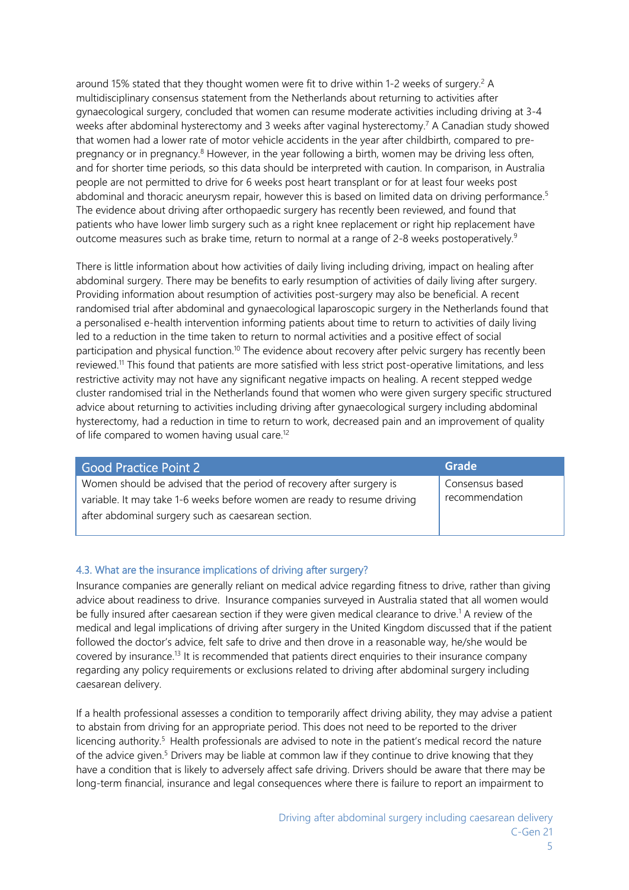around 15% stated that they thought women were fit to drive within 1-2 weeks of surgery.[2] A multidisciplinary consensus statement from the Netherlands about returning to activities after gynaecological surgery, concluded that women can resume moderate activities including driving at 3-4 weeks after abdominal hysterectomy and 3 weeks after vaginal hysterectomy.[7] A Canadian study showed that women had a lower rate of motor vehicle accidents in the year after childbirth, compared to pre-pregnancy or in pregnancy.[8] However, in the year following a birth, women may be driving less often, and for shorter time periods, so this data should be interpreted with caution. In comparison, in Australia people are not permitted to drive for 6 weeks post heart transplant or for at least four weeks post abdominal and thoracic aneurysm repair, however this is based on limited data on driving performance.[5] The evidence about driving after orthopaedic surgery has recently been reviewed, and found that patients who have lower limb surgery such as a right knee replacement or right hip replacement have outcome measures such as brake time, return to normal at a range of 2-8 weeks postoperatively.[9]

There is little information about how activities of daily living including driving, impact on healing after abdominal surgery. There may be benefits to early resumption of activities of daily living after surgery. Providing information about resumption of activities post-surgery may also be beneficial. A recent randomised trial after abdominal and gynaecological laparoscopic surgery in the Netherlands found that a personalised e-health intervention informing patients about time to return to activities of daily living led to a reduction in the time taken to return to normal activities and a positive effect of social participation and physical function.[10] The evidence about recovery after pelvic surgery has recently been reviewed.[11] This found that patients are more satisfied with less strict post-operative limitations, and less restrictive activity may not have any significant negative impacts on healing. A recent stepped wedge cluster randomised trial in the Netherlands found that women who were given surgery specific structured advice about returning to activities including driving after gynaecological surgery including abdominal hysterectomy, had a reduction in time to return to work, decreased pain and an improvement of quality of life compared to women having usual care.[12]

| Good Practice Point 2 | Grade |
|---|---|
| Women should be advised that the period of recovery after surgery is variable. It may take 1-6 weeks before women are ready to resume driving after abdominal surgery such as caesarean section. | Consensus based recommendation |

### 4.3. What are the insurance implications of driving after surgery?

Insurance companies are generally reliant on medical advice regarding fitness to drive, rather than giving advice about readiness to drive. Insurance companies surveyed in Australia stated that all women would be fully insured after caesarean section if they were given medical clearance to drive.[1] A review of the medical and legal implications of driving after surgery in the United Kingdom discussed that if the patient followed the doctor's advice, felt safe to drive and then drove in a reasonable way, he/she would be covered by insurance.[13] It is recommended that patients direct enquiries to their insurance company regarding any policy requirements or exclusions related to driving after abdominal surgery including caesarean delivery.

If a health professional assesses a condition to temporarily affect driving ability, they may advise a patient to abstain from driving for an appropriate period. This does not need to be reported to the driver licencing authority.[5] Health professionals are advised to note in the patient's medical record the nature of the advice given.[5] Drivers may be liable at common law if they continue to drive knowing that they have a condition that is likely to adversely affect safe driving. Drivers should be aware that there may be long-term financial, insurance and legal consequences where there is failure to report an impairment to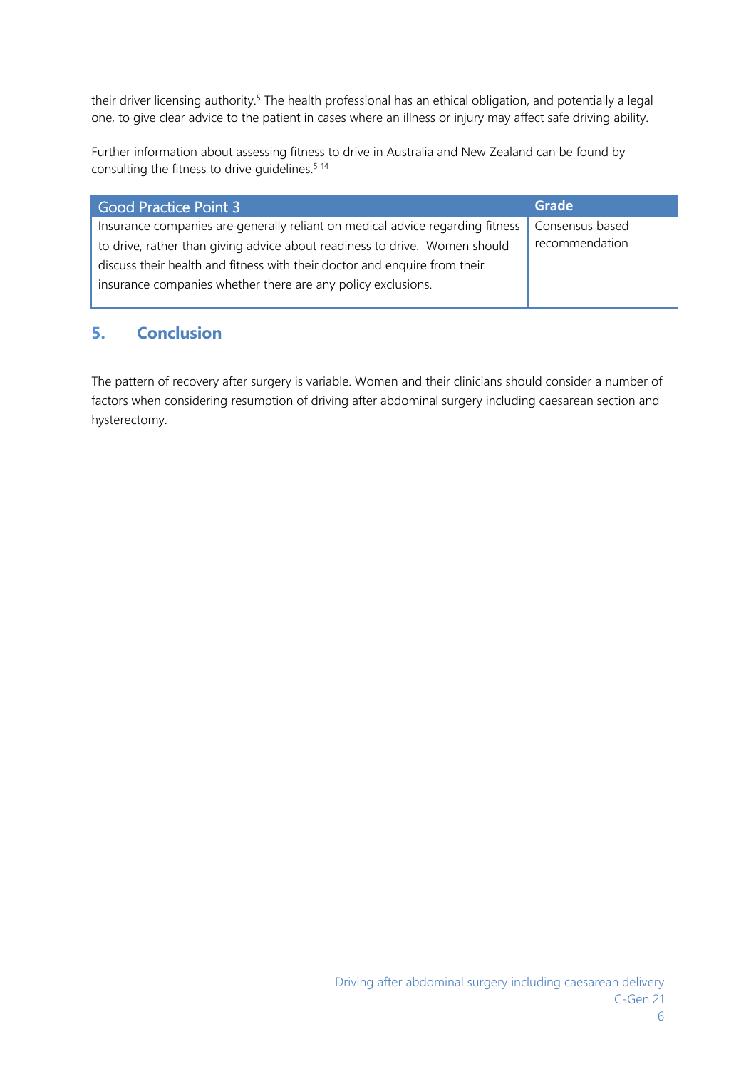their driver licensing authority.[5] The health professional has an ethical obligation, and potentially a legal one, to give clear advice to the patient in cases where an illness or injury may affect safe driving ability.

Further information about assessing fitness to drive in Australia and New Zealand can be found by consulting the fitness to drive guidelines.[5,14]

| Good Practice Point 3 | Grade |
|---|---|
| Insurance companies are generally reliant on medical advice regarding fitness to drive, rather than giving advice about readiness to drive. Women should discuss their health and fitness with their doctor and enquire from their insurance companies whether there are any policy exclusions. | Consensus based recommendation |

## 5. Conclusion

The pattern of recovery after surgery is variable. Women and their clinicians should consider a number of factors when considering resumption of driving after abdominal surgery including caesarean section and hysterectomy.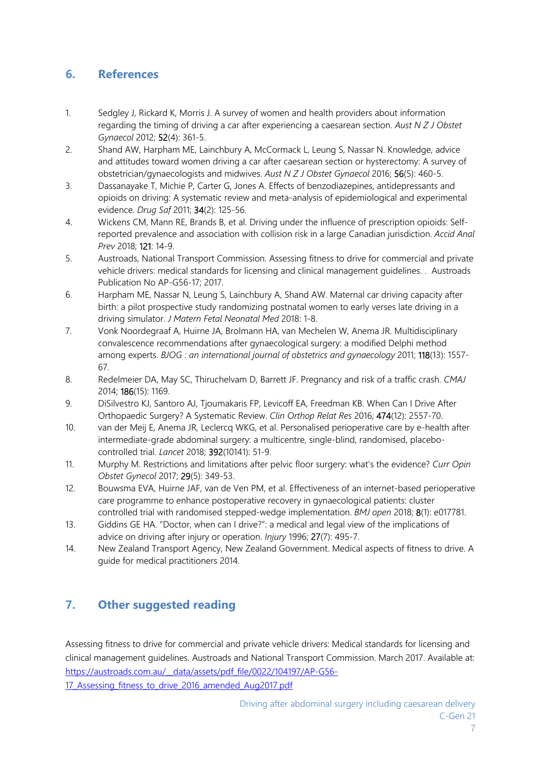## 6. References

1. Sedgley J, Rickard K, Morris J. A survey of women and health providers about information regarding the timing of driving a car after experiencing a caesarean section. *Aust N Z J Obstet Gynaecol* 2012; **52**(4): 361-5.
2. Shand AW, Harpham ME, Lainchbury A, McCormack L, Leung S, Nassar N. Knowledge, advice and attitudes toward women driving a car after caesarean section or hysterectomy: A survey of obstetrician/gynaecologists and midwives. *Aust N Z J Obstet Gynaecol* 2016; **56**(5): 460-5.
3. Dassanayake T, Michie P, Carter G, Jones A. Effects of benzodiazepines, antidepressants and opioids on driving: A systematic review and meta-analysis of epidemiological and experimental evidence. *Drug Saf* 2011; **34**(2): 125-56.
4. Wickens CM, Mann RE, Brands B, et al. Driving under the influence of prescription opioids: Self-reported prevalence and association with collision risk in a large Canadian jurisdiction. *Accid Anal Prev* 2018; **121**: 14-9.
5. Austroads, National Transport Commission. Assessing fitness to drive for commercial and private vehicle drivers: medical standards for licensing and clinical management guidelines. . Austroads Publication No AP-G56-17; 2017.
6. Harpham ME, Nassar N, Leung S, Lainchbury A, Shand AW. Maternal car driving capacity after birth: a pilot prospective study randomizing postnatal women to early verses late driving in a driving simulator. *J Matern Fetal Neonatal Med* 2018: 1-8.
7. Vonk Noordegraaf A, Huirne JA, Brolmann HA, van Mechelen W, Anema JR. Multidisciplinary convalescence recommendations after gynaecological surgery: a modified Delphi method among experts. *BJOG : an international journal of obstetrics and gynaecology* 2011; **118**(13): 1557-67.
8. Redelmeier DA, May SC, Thiruchelvam D, Barrett JF. Pregnancy and risk of a traffic crash. *CMAJ* 2014; **186**(15): 1169.
9. DiSilvestro KJ, Santoro AJ, Tjoumakaris FP, Levicoff EA, Freedman KB. When Can I Drive After Orthopaedic Surgery? A Systematic Review. *Clin Orthop Relat Res* 2016; **474**(12): 2557-70.
10. van der Meij E, Anema JR, Leclercq WKG, et al. Personalised perioperative care by e-health after intermediate-grade abdominal surgery: a multicentre, single-blind, randomised, placebo-controlled trial. *Lancet* 2018; **392**(10141): 51-9.
11. Murphy M. Restrictions and limitations after pelvic floor surgery: what's the evidence? *Curr Opin Obstet Gynecol* 2017; **29**(5): 349-53.
12. Bouwsma EVA, Huirne JAF, van de Ven PM, et al. Effectiveness of an internet-based perioperative care programme to enhance postoperative recovery in gynaecological patients: cluster controlled trial with randomised stepped-wedge implementation. *BMJ open* 2018; **8**(1): e017781.
13. Giddins GE HA. "Doctor, when can I drive?": a medical and legal view of the implications of advice on driving after injury or operation. *Injury* 1996; **27**(7): 495-7.
14. New Zealand Transport Agency, New Zealand Government. Medical aspects of fitness to drive. A guide for medical practitioners 2014.

## 7. Other suggested reading

Assessing fitness to drive for commercial and private vehicle drivers: Medical standards for licensing and clinical management guidelines. Austroads and National Transport Commission. March 2017. Available at: https://austroads.com.au/__data/assets/pdf_file/0022/104197/AP-G56-17_Assessing_fitness_to_drive_2016_amended_Aug2017.pdf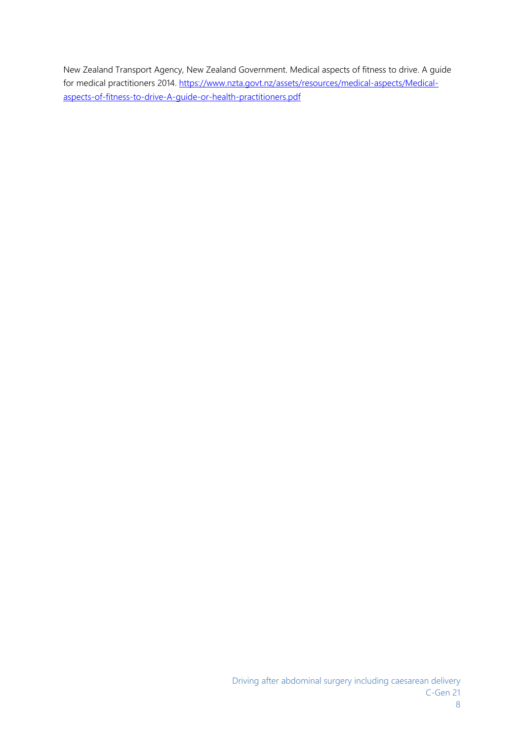New Zealand Transport Agency, New Zealand Government. Medical aspects of fitness to drive. A guide for medical practitioners 2014. https://www.nzta.govt.nz/assets/resources/medical-aspects/Medical-aspects-of-fitness-to-drive-A-guide-or-health-practitioners.pdf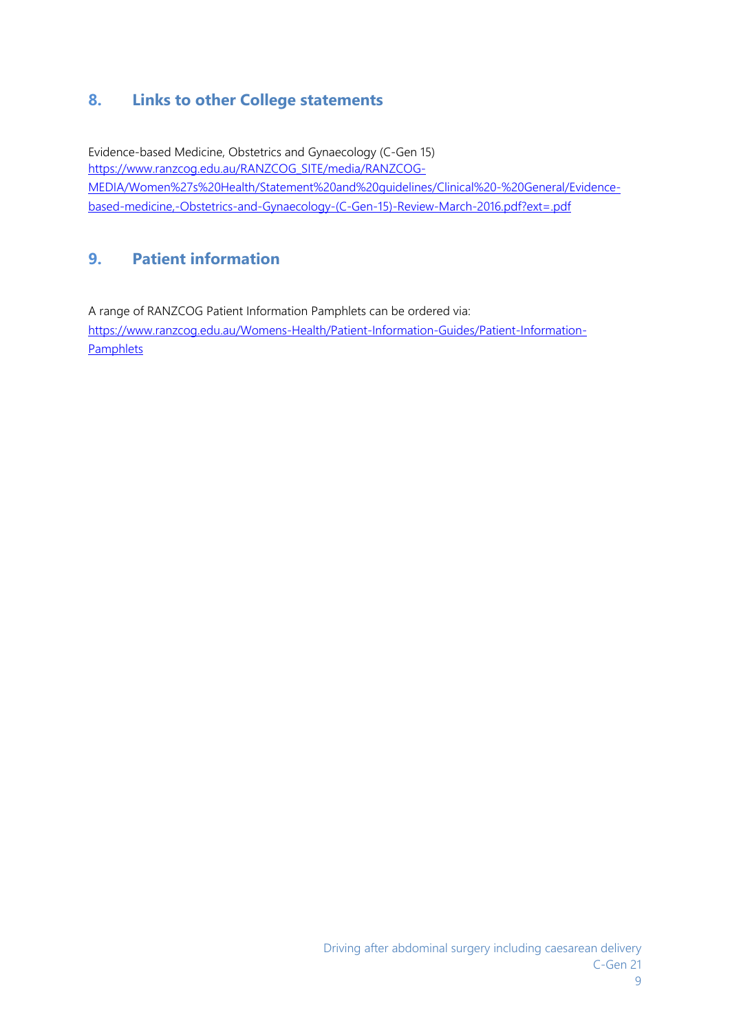## 8. Links to other College statements

Evidence-based Medicine, Obstetrics and Gynaecology (C-Gen 15)
https://www.ranzcog.edu.au/RANZCOG_SITE/media/RANZCOG-MEDIA/Women%27s%20Health/Statement%20and%20guidelines/Clinical%20-%20General/Evidence-based-medicine,-Obstetrics-and-Gynaecology-(C-Gen-15)-Review-March-2016.pdf?ext=.pdf

## 9. Patient information

A range of RANZCOG Patient Information Pamphlets can be ordered via:
https://www.ranzcog.edu.au/Womens-Health/Patient-Information-Guides/Patient-Information-Pamphlets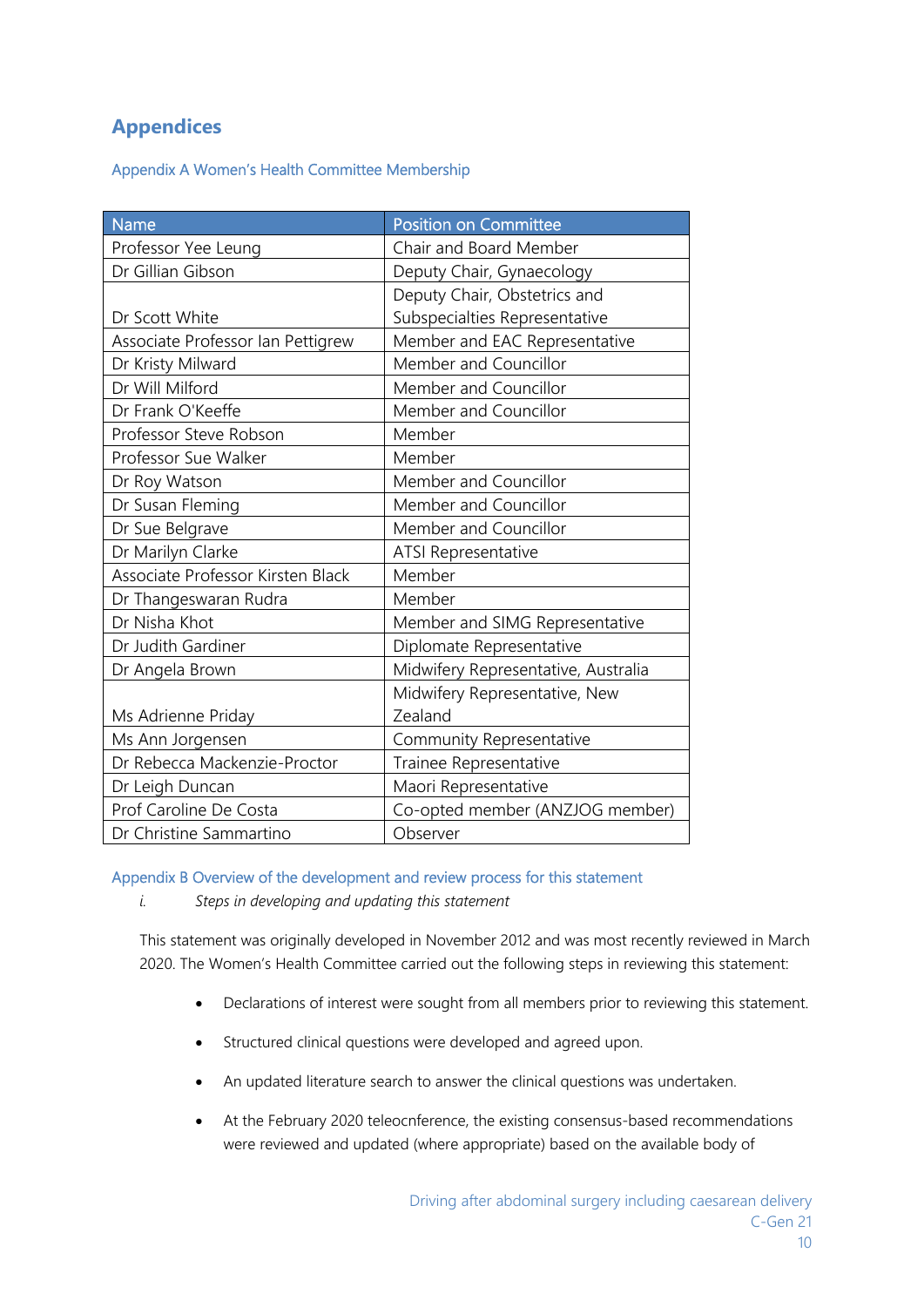# Appendices

## Appendix A Women's Health Committee Membership

| Name | Position on Committee |
| --- | --- |
| Professor Yee Leung | Chair and Board Member |
| Dr Gillian Gibson | Deputy Chair, Gynaecology |
| Dr Scott White | Deputy Chair, Obstetrics and Subspecialties Representative |
| Associate Professor Ian Pettigrew | Member and EAC Representative |
| Dr Kristy Milward | Member and Councillor |
| Dr Will Milford | Member and Councillor |
| Dr Frank O'Keeffe | Member and Councillor |
| Professor Steve Robson | Member |
| Professor Sue Walker | Member |
| Dr Roy Watson | Member and Councillor |
| Dr Susan Fleming | Member and Councillor |
| Dr Sue Belgrave | Member and Councillor |
| Dr Marilyn Clarke | ATSI Representative |
| Associate Professor Kirsten Black | Member |
| Dr Thangeswaran Rudra | Member |
| Dr Nisha Khot | Member and SIMG Representative |
| Dr Judith Gardiner | Diplomate Representative |
| Dr Angela Brown | Midwifery Representative, Australia |
| Ms Adrienne Priday | Midwifery Representative, New Zealand |
| Ms Ann Jorgensen | Community Representative |
| Dr Rebecca Mackenzie-Proctor | Trainee Representative |
| Dr Leigh Duncan | Maori Representative |
| Prof Caroline De Costa | Co-opted member (ANZJOG member) |
| Dr Christine Sammartino | Observer |

## Appendix B Overview of the development and review process for this statement

i. *Steps in developing and updating this statement*

This statement was originally developed in November 2012 and was most recently reviewed in March 2020. The Women's Health Committee carried out the following steps in reviewing this statement:

- Declarations of interest were sought from all members prior to reviewing this statement.
- Structured clinical questions were developed and agreed upon.
- An updated literature search to answer the clinical questions was undertaken.
- At the February 2020 teleocnference, the existing consensus-based recommendations were reviewed and updated (where appropriate) based on the available body of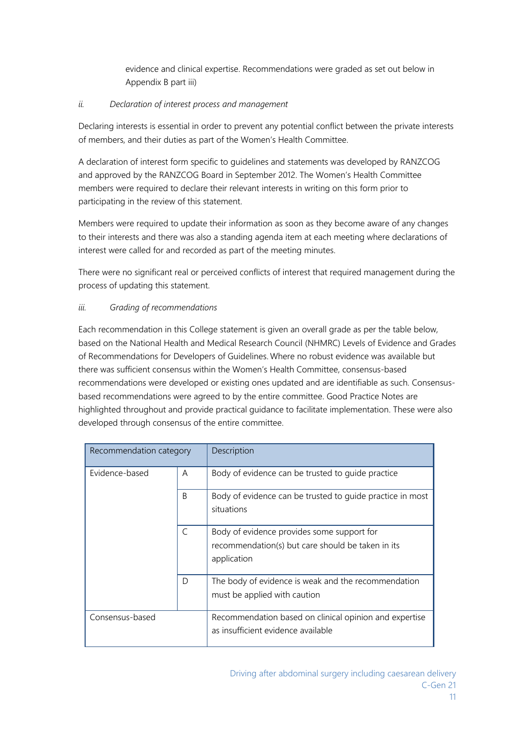evidence and clinical expertise. Recommendations were graded as set out below in Appendix B part iii)

*ii. Declaration of interest process and management*

Declaring interests is essential in order to prevent any potential conflict between the private interests of members, and their duties as part of the Women's Health Committee.

A declaration of interest form specific to guidelines and statements was developed by RANZCOG and approved by the RANZCOG Board in September 2012. The Women's Health Committee members were required to declare their relevant interests in writing on this form prior to participating in the review of this statement.

Members were required to update their information as soon as they become aware of any changes to their interests and there was also a standing agenda item at each meeting where declarations of interest were called for and recorded as part of the meeting minutes.

There were no significant real or perceived conflicts of interest that required management during the process of updating this statement.

*iii. Grading of recommendations*

Each recommendation in this College statement is given an overall grade as per the table below, based on the National Health and Medical Research Council (NHMRC) Levels of Evidence and Grades of Recommendations for Developers of Guidelines. Where no robust evidence was available but there was sufficient consensus within the Women's Health Committee, consensus-based recommendations were developed or existing ones updated and are identifiable as such. Consensus-based recommendations were agreed to by the entire committee. Good Practice Notes are highlighted throughout and provide practical guidance to facilitate implementation. These were also developed through consensus of the entire committee.

| Recommendation category | | Description |
|---|---|---|
| Evidence-based | A | Body of evidence can be trusted to guide practice |
| | B | Body of evidence can be trusted to guide practice in most situations |
| | C | Body of evidence provides some support for recommendation(s) but care should be taken in its application |
| | D | The body of evidence is weak and the recommendation must be applied with caution |
| Consensus-based | | Recommendation based on clinical opinion and expertise as insufficient evidence available |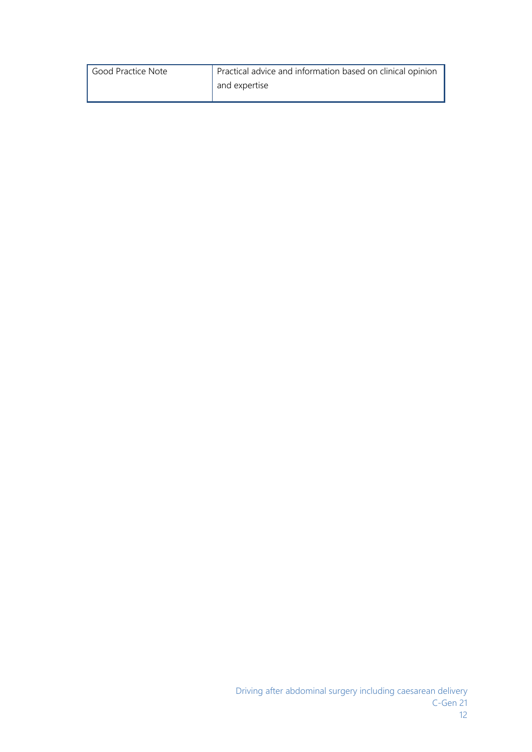| Good Practice Note | Practical advice and information based on clinical opinion and expertise |
| --- | --- |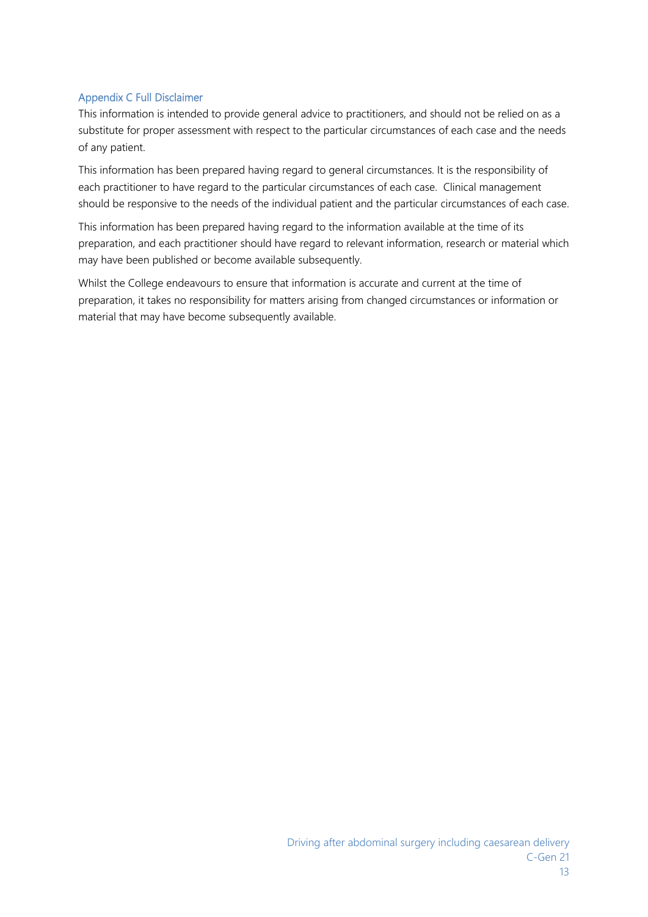## Appendix C Full Disclaimer

This information is intended to provide general advice to practitioners, and should not be relied on as a substitute for proper assessment with respect to the particular circumstances of each case and the needs of any patient.

This information has been prepared having regard to general circumstances. It is the responsibility of each practitioner to have regard to the particular circumstances of each case. Clinical management should be responsive to the needs of the individual patient and the particular circumstances of each case.

This information has been prepared having regard to the information available at the time of its preparation, and each practitioner should have regard to relevant information, research or material which may have been published or become available subsequently.

Whilst the College endeavours to ensure that information is accurate and current at the time of preparation, it takes no responsibility for matters arising from changed circumstances or information or material that may have become subsequently available.